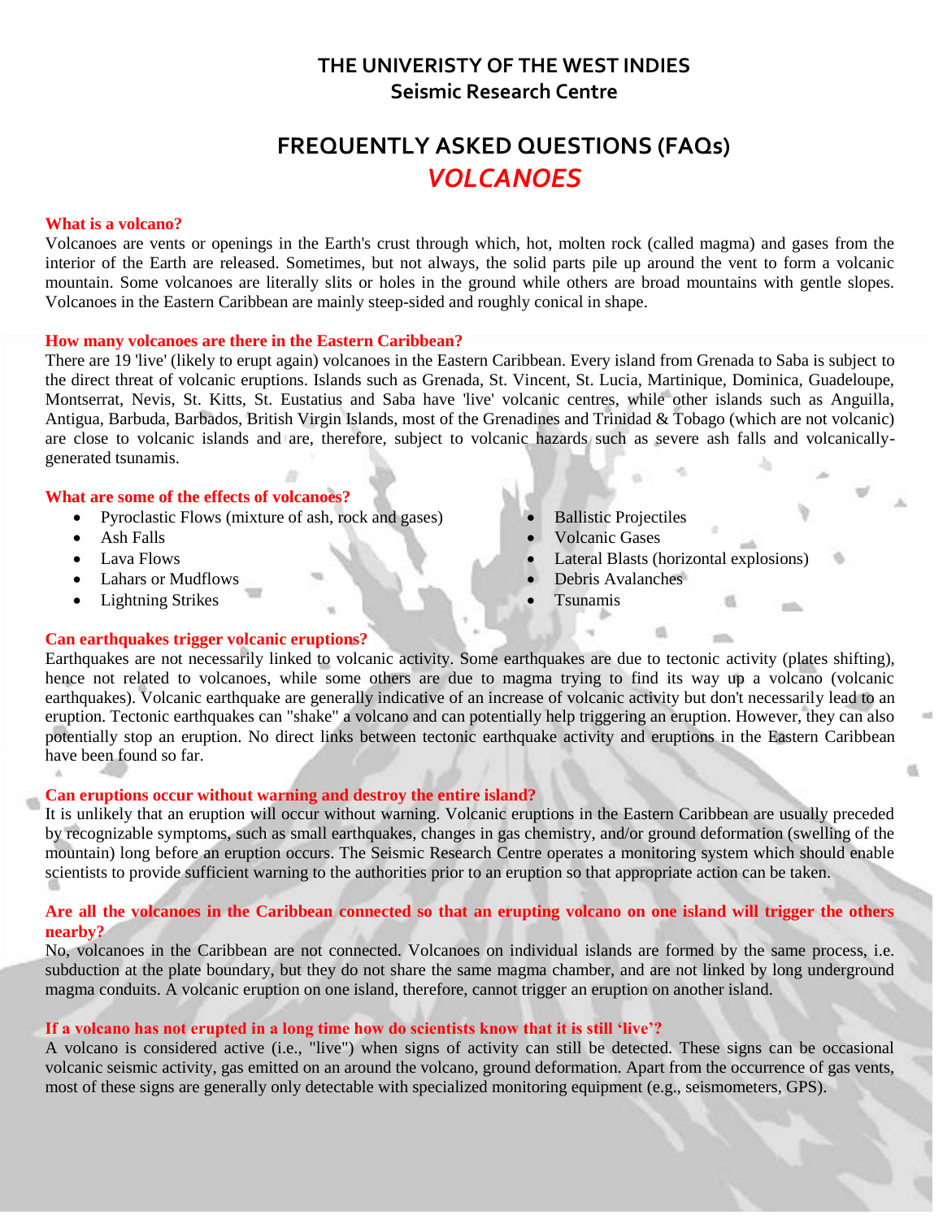# THE UNIVERISTY OF THE WEST INDIES
## Seismic Research Centre

# FREQUENTLY ASKED QUESTIONS (FAQs)
# *VOLCANOES*

**What is a volcano?**

Volcanoes are vents or openings in the Earth's crust through which, hot, molten rock (called magma) and gases from the interior of the Earth are released. Sometimes, but not always, the solid parts pile up around the vent to form a volcanic mountain. Some volcanoes are literally slits or holes in the ground while others are broad mountains with gentle slopes. Volcanoes in the Eastern Caribbean are mainly steep-sided and roughly conical in shape.

**How many volcanoes are there in the Eastern Caribbean?**

There are 19 'live' (likely to erupt again) volcanoes in the Eastern Caribbean. Every island from Grenada to Saba is subject to the direct threat of volcanic eruptions. Islands such as Grenada, St. Vincent, St. Lucia, Martinique, Dominica, Guadeloupe, Montserrat, Nevis, St. Kitts, St. Eustatius and Saba have 'live' volcanic centres, while other islands such as Anguilla, Antigua, Barbuda, Barbados, British Virgin Islands, most of the Grenadines and Trinidad & Tobago (which are not volcanic) are close to volcanic islands and are, therefore, subject to volcanic hazards such as severe ash falls and volcanically-generated tsunamis.

**What are some of the effects of volcanoes?**

- Pyroclastic Flows (mixture of ash, rock and gases)
- Ash Falls
- Lava Flows
- Lahars or Mudflows
- Lightning Strikes
- Ballistic Projectiles
- Volcanic Gases
- Lateral Blasts (horizontal explosions)
- Debris Avalanches
- Tsunamis

**Can earthquakes trigger volcanic eruptions?**

Earthquakes are not necessarily linked to volcanic activity. Some earthquakes are due to tectonic activity (plates shifting), hence not related to volcanoes, while some others are due to magma trying to find its way up a volcano (volcanic earthquakes). Volcanic earthquake are generally indicative of an increase of volcanic activity but don't necessarily lead to an eruption. Tectonic earthquakes can "shake" a volcano and can potentially help triggering an eruption. However, they can also potentially stop an eruption. No direct links between tectonic earthquake activity and eruptions in the Eastern Caribbean have been found so far.

**Can eruptions occur without warning and destroy the entire island?**

It is unlikely that an eruption will occur without warning. Volcanic eruptions in the Eastern Caribbean are usually preceded by recognizable symptoms, such as small earthquakes, changes in gas chemistry, and/or ground deformation (swelling of the mountain) long before an eruption occurs. The Seismic Research Centre operates a monitoring system which should enable scientists to provide sufficient warning to the authorities prior to an eruption so that appropriate action can be taken.

**Are all the volcanoes in the Caribbean connected so that an erupting volcano on one island will trigger the others nearby?**

No, volcanoes in the Caribbean are not connected. Volcanoes on individual islands are formed by the same process, i.e. subduction at the plate boundary, but they do not share the same magma chamber, and are not linked by long underground magma conduits. A volcanic eruption on one island, therefore, cannot trigger an eruption on another island.

**If a volcano has not erupted in a long time how do scientists know that it is still 'live'?**

A volcano is considered active (i.e., "live") when signs of activity can still be detected. These signs can be occasional volcanic seismic activity, gas emitted on an around the volcano, ground deformation. Apart from the occurrence of gas vents, most of these signs are generally only detectable with specialized monitoring equipment (e.g., seismometers, GPS).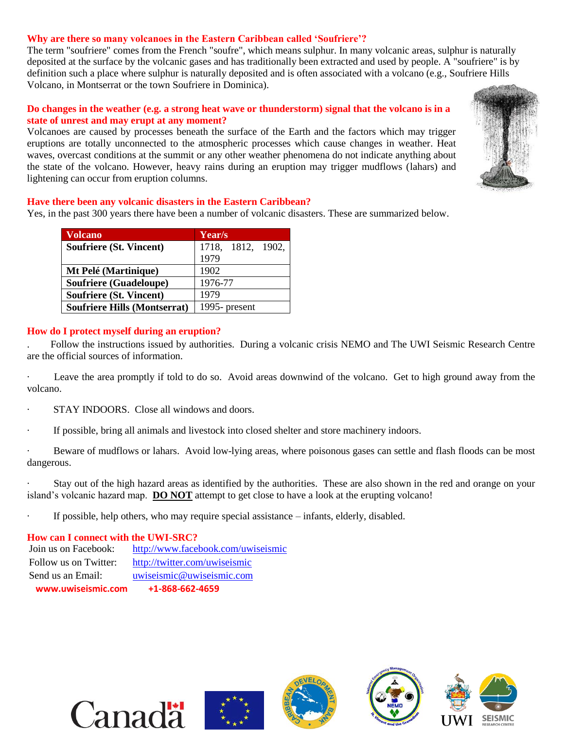### Why are there so many volcanoes in the Eastern Caribbean called 'Soufriere'?

The term "soufriere" comes from the French "soufre", which means sulphur. In many volcanic areas, sulphur is naturally deposited at the surface by the volcanic gases and has traditionally been extracted and used by people. A "soufriere" is by definition such a place where sulphur is naturally deposited and is often associated with a volcano (e.g., Soufriere Hills Volcano, in Montserrat or the town Soufriere in Dominica).

### Do changes in the weather (e.g. a strong heat wave or thunderstorm) signal that the volcano is in a state of unrest and may erupt at any moment?

Volcanoes are caused by processes beneath the surface of the Earth and the factors which may trigger eruptions are totally unconnected to the atmospheric processes which cause changes in weather. Heat waves, overcast conditions at the summit or any other weather phenomena do not indicate anything about the state of the volcano. However, heavy rains during an eruption may trigger mudflows (lahars) and lightening can occur from eruption columns.

### Have there been any volcanic disasters in the Eastern Caribbean?

Yes, in the past 300 years there have been a number of volcanic disasters. These are summarized below.

| Volcano | Year/s |
|---|---|
| **Soufriere (St. Vincent)** | 1718, 1812, 1902, 1979 |
| **Mt Pelé (Martinique)** | 1902 |
| **Soufriere (Guadeloupe)** | 1976-77 |
| **Soufriere (St. Vincent)** | 1979 |
| **Soufriere Hills (Montserrat)** | 1995- present |

### How do I protect myself during an eruption?

- Follow the instructions issued by authorities. During a volcanic crisis NEMO and The UWI Seismic Research Centre are the official sources of information.
- Leave the area promptly if told to do so. Avoid areas downwind of the volcano. Get to high ground away from the volcano.
- STAY INDOORS. Close all windows and doors.
- If possible, bring all animals and livestock into closed shelter and store machinery indoors.
- Beware of mudflows or lahars. Avoid low-lying areas, where poisonous gases can settle and flash floods can be most dangerous.
- Stay out of the high hazard areas as identified by the authorities. These are also shown in the red and orange on your island's volcanic hazard map. **DO NOT** attempt to get close to have a look at the erupting volcano!
- If possible, help others, who may require special assistance – infants, elderly, disabled.

### How can I connect with the UWI-SRC?

Join us on Facebook: http://www.facebook.com/uwiseismic
Follow us on Twitter: http://twitter.com/uwiseismic
Send us an Email: uwiseismic@uwiseismic.com
**www.uwiseismic.com** **+1-868-662-4659**